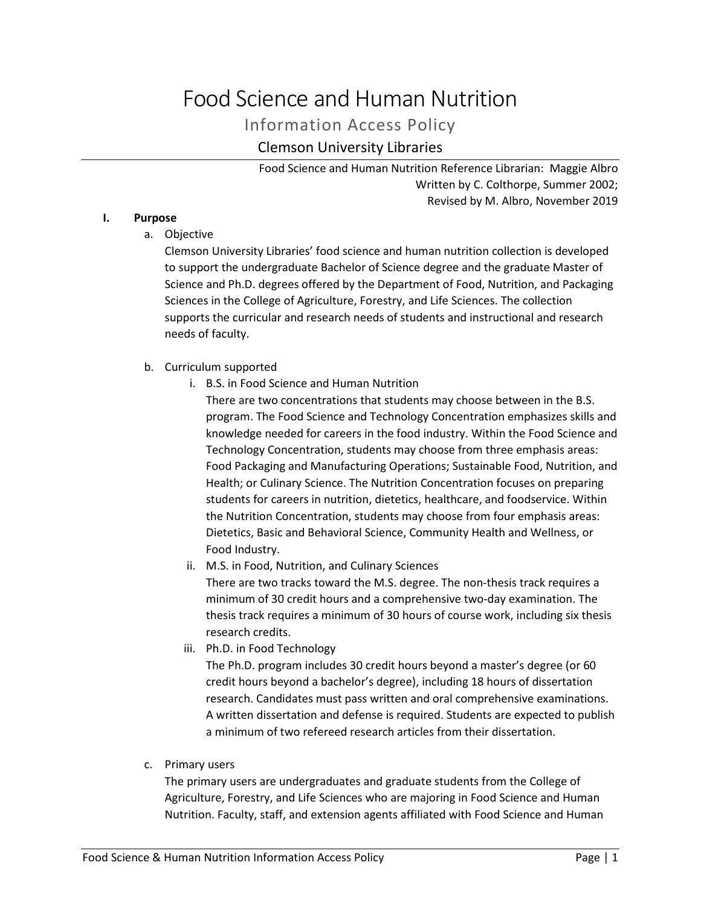# Food Science and Human Nutrition

## Information Access Policy

### Clemson University Libraries

Food Science and Human Nutrition Reference Librarian: Maggie Albro
Written by C. Colthorpe, Summer 2002;
Revised by M. Albro, November 2019

**I. Purpose**

a. Objective

Clemson University Libraries' food science and human nutrition collection is developed to support the undergraduate Bachelor of Science degree and the graduate Master of Science and Ph.D. degrees offered by the Department of Food, Nutrition, and Packaging Sciences in the College of Agriculture, Forestry, and Life Sciences. The collection supports the curricular and research needs of students and instructional and research needs of faculty.

b. Curriculum supported

i. B.S. in Food Science and Human Nutrition

There are two concentrations that students may choose between in the B.S. program. The Food Science and Technology Concentration emphasizes skills and knowledge needed for careers in the food industry. Within the Food Science and Technology Concentration, students may choose from three emphasis areas: Food Packaging and Manufacturing Operations; Sustainable Food, Nutrition, and Health; or Culinary Science. The Nutrition Concentration focuses on preparing students for careers in nutrition, dietetics, healthcare, and foodservice. Within the Nutrition Concentration, students may choose from four emphasis areas: Dietetics, Basic and Behavioral Science, Community Health and Wellness, or Food Industry.

ii. M.S. in Food, Nutrition, and Culinary Sciences

There are two tracks toward the M.S. degree. The non-thesis track requires a minimum of 30 credit hours and a comprehensive two-day examination. The thesis track requires a minimum of 30 hours of course work, including six thesis research credits.

iii. Ph.D. in Food Technology

The Ph.D. program includes 30 credit hours beyond a master's degree (or 60 credit hours beyond a bachelor's degree), including 18 hours of dissertation research. Candidates must pass written and oral comprehensive examinations. A written dissertation and defense is required. Students are expected to publish a minimum of two refereed research articles from their dissertation.

c. Primary users

The primary users are undergraduates and graduate students from the College of Agriculture, Forestry, and Life Sciences who are majoring in Food Science and Human Nutrition. Faculty, staff, and extension agents affiliated with Food Science and Human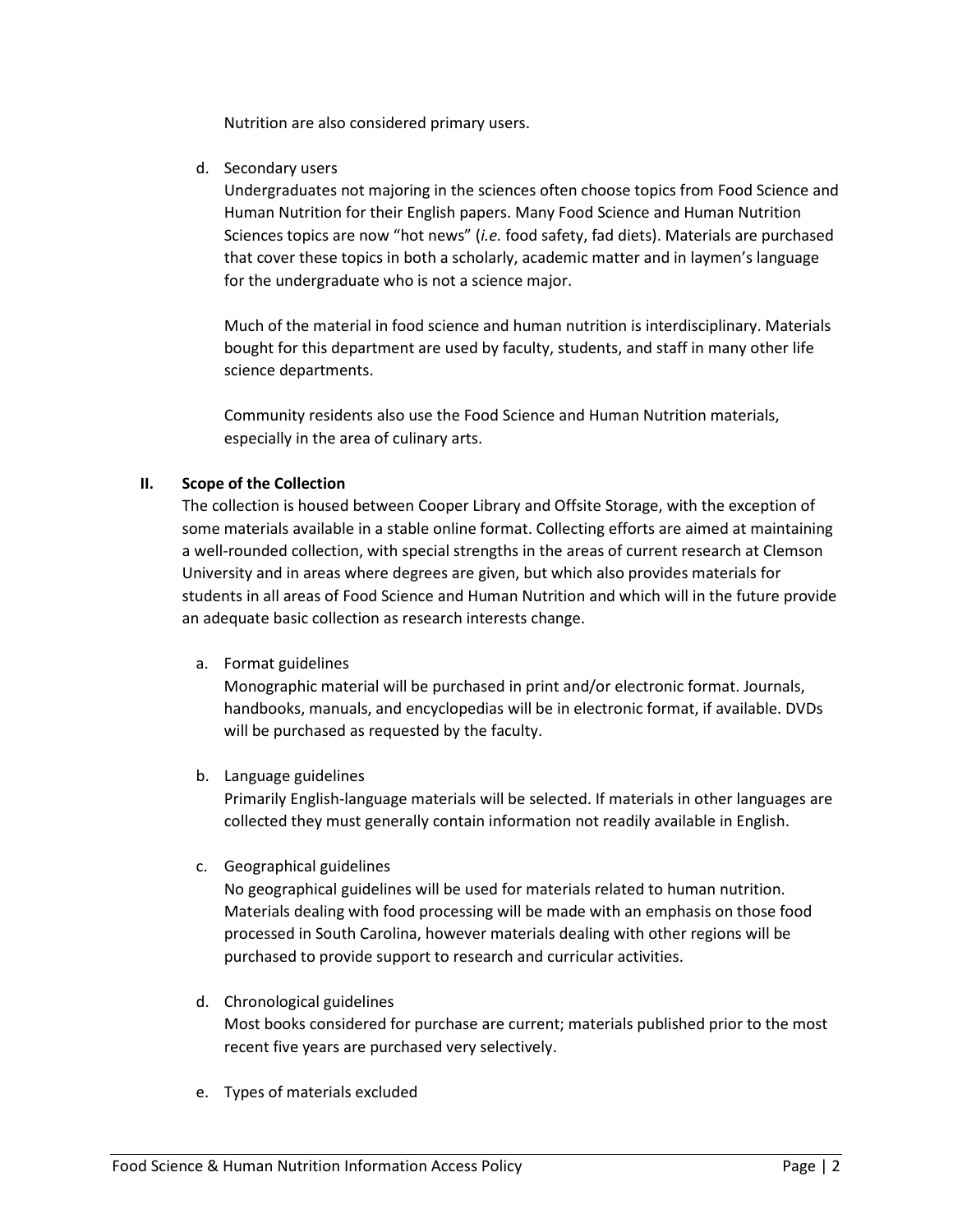Nutrition are also considered primary users.

d. Secondary users

   Undergraduates not majoring in the sciences often choose topics from Food Science and Human Nutrition for their English papers. Many Food Science and Human Nutrition Sciences topics are now "hot news" (*i.e.* food safety, fad diets). Materials are purchased that cover these topics in both a scholarly, academic matter and in laymen's language for the undergraduate who is not a science major.

   Much of the material in food science and human nutrition is interdisciplinary. Materials bought for this department are used by faculty, students, and staff in many other life science departments.

   Community residents also use the Food Science and Human Nutrition materials, especially in the area of culinary arts.

## II. Scope of the Collection

The collection is housed between Cooper Library and Offsite Storage, with the exception of some materials available in a stable online format. Collecting efforts are aimed at maintaining a well-rounded collection, with special strengths in the areas of current research at Clemson University and in areas where degrees are given, but which also provides materials for students in all areas of Food Science and Human Nutrition and which will in the future provide an adequate basic collection as research interests change.

a. Format guidelines

   Monographic material will be purchased in print and/or electronic format. Journals, handbooks, manuals, and encyclopedias will be in electronic format, if available. DVDs will be purchased as requested by the faculty.

b. Language guidelines

   Primarily English-language materials will be selected. If materials in other languages are collected they must generally contain information not readily available in English.

c. Geographical guidelines

   No geographical guidelines will be used for materials related to human nutrition. Materials dealing with food processing will be made with an emphasis on those food processed in South Carolina, however materials dealing with other regions will be purchased to provide support to research and curricular activities.

d. Chronological guidelines

   Most books considered for purchase are current; materials published prior to the most recent five years are purchased very selectively.

e. Types of materials excluded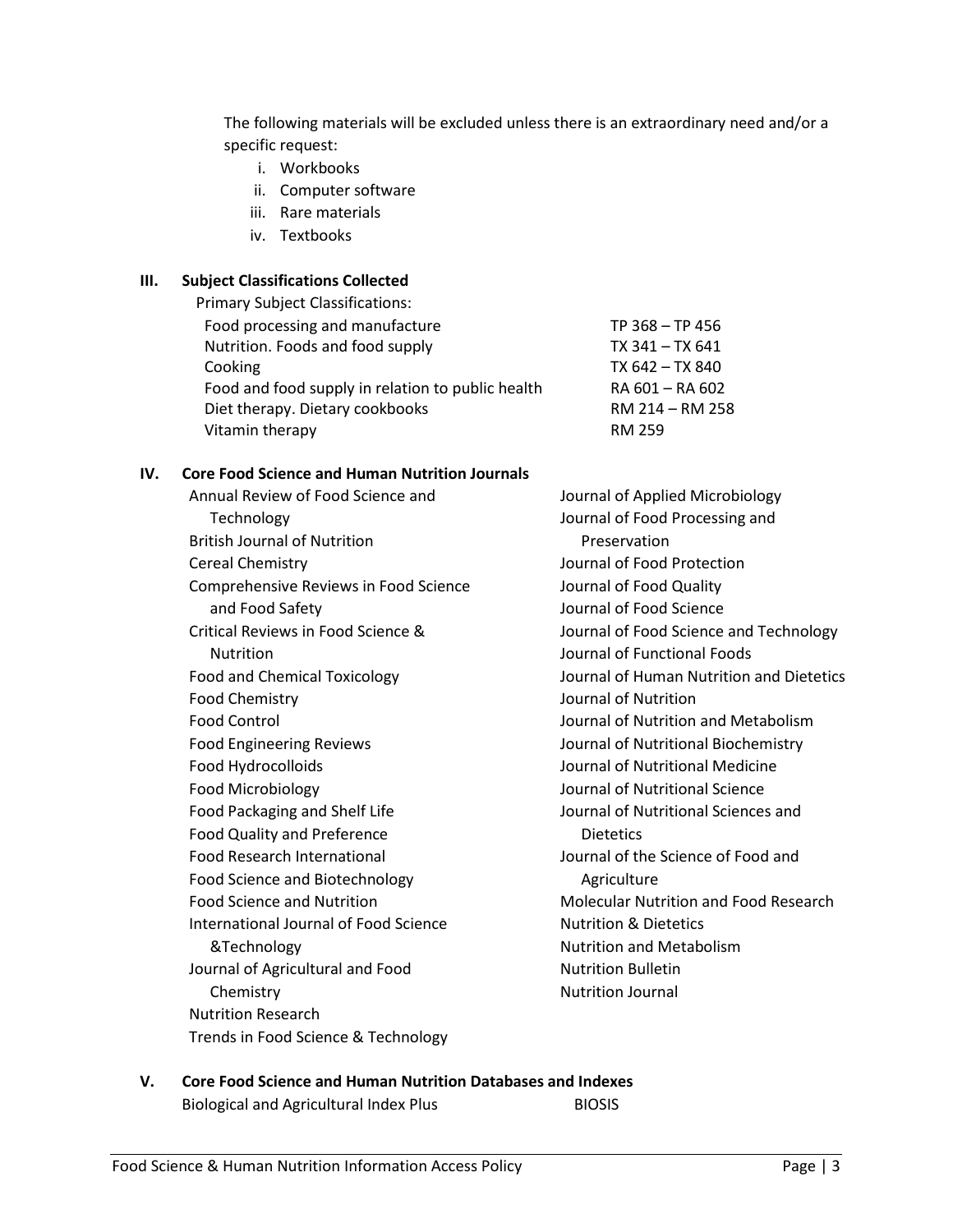The following materials will be excluded unless there is an extraordinary need and/or a specific request:

i. Workbooks
ii. Computer software
iii. Rare materials
iv. Textbooks

## III. Subject Classifications Collected

Primary Subject Classifications:

| | |
|---|---|
| Food processing and manufacture | TP 368 – TP 456 |
| Nutrition. Foods and food supply | TX 341 – TX 641 |
| Cooking | TX 642 – TX 840 |
| Food and food supply in relation to public health | RA 601 – RA 602 |
| Diet therapy. Dietary cookbooks | RM 214 – RM 258 |
| Vitamin therapy | RM 259 |

## IV. Core Food Science and Human Nutrition Journals

- Annual Review of Food Science and Technology
- British Journal of Nutrition
- Cereal Chemistry
- Comprehensive Reviews in Food Science and Food Safety
- Critical Reviews in Food Science & Nutrition
- Food and Chemical Toxicology
- Food Chemistry
- Food Control
- Food Engineering Reviews
- Food Hydrocolloids
- Food Microbiology
- Food Packaging and Shelf Life
- Food Quality and Preference
- Food Research International
- Food Science and Biotechnology
- Food Science and Nutrition
- International Journal of Food Science &Technology
- Journal of Agricultural and Food Chemistry
- Nutrition Research
- Trends in Food Science & Technology
- Journal of Applied Microbiology
- Journal of Food Processing and Preservation
- Journal of Food Protection
- Journal of Food Quality
- Journal of Food Science
- Journal of Food Science and Technology
- Journal of Functional Foods
- Journal of Human Nutrition and Dietetics
- Journal of Nutrition
- Journal of Nutrition and Metabolism
- Journal of Nutritional Biochemistry
- Journal of Nutritional Medicine
- Journal of Nutritional Science
- Journal of Nutritional Sciences and Dietetics
- Journal of the Science of Food and Agriculture
- Molecular Nutrition and Food Research
- Nutrition & Dietetics
- Nutrition and Metabolism
- Nutrition Bulletin
- Nutrition Journal

## V. Core Food Science and Human Nutrition Databases and Indexes

- Biological and Agricultural Index Plus
- BIOSIS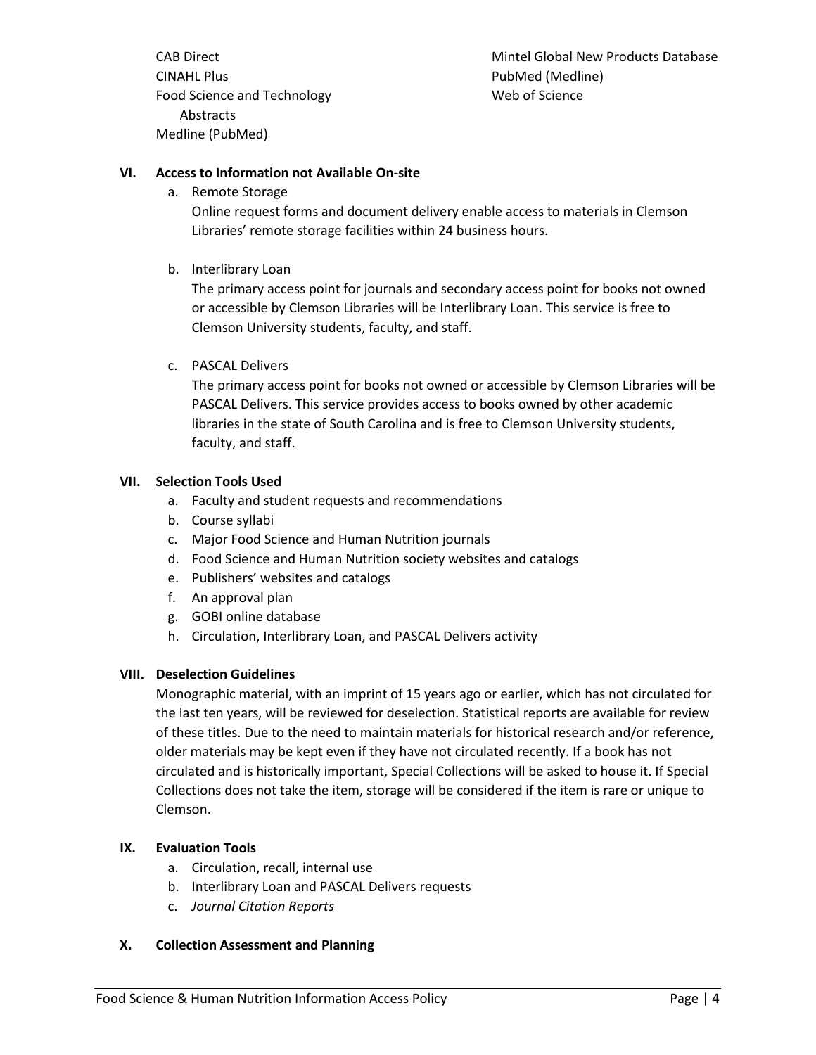- CAB Direct
- CINAHL Plus
- Food Science and Technology Abstracts
- Medline (PubMed)
- Mintel Global New Products Database
- PubMed (Medline)
- Web of Science

## VI. Access to Information not Available On-site

a. Remote Storage

Online request forms and document delivery enable access to materials in Clemson Libraries' remote storage facilities within 24 business hours.

b. Interlibrary Loan

The primary access point for journals and secondary access point for books not owned or accessible by Clemson Libraries will be Interlibrary Loan. This service is free to Clemson University students, faculty, and staff.

c. PASCAL Delivers

The primary access point for books not owned or accessible by Clemson Libraries will be PASCAL Delivers. This service provides access to books owned by other academic libraries in the state of South Carolina and is free to Clemson University students, faculty, and staff.

## VII. Selection Tools Used

a. Faculty and student requests and recommendations
b. Course syllabi
c. Major Food Science and Human Nutrition journals
d. Food Science and Human Nutrition society websites and catalogs
e. Publishers' websites and catalogs
f. An approval plan
g. GOBI online database
h. Circulation, Interlibrary Loan, and PASCAL Delivers activity

## VIII. Deselection Guidelines

Monographic material, with an imprint of 15 years ago or earlier, which has not circulated for the last ten years, will be reviewed for deselection. Statistical reports are available for review of these titles. Due to the need to maintain materials for historical research and/or reference, older materials may be kept even if they have not circulated recently. If a book has not circulated and is historically important, Special Collections will be asked to house it. If Special Collections does not take the item, storage will be considered if the item is rare or unique to Clemson.

## IX. Evaluation Tools

a. Circulation, recall, internal use
b. Interlibrary Loan and PASCAL Delivers requests
c. *Journal Citation Reports*

## X. Collection Assessment and Planning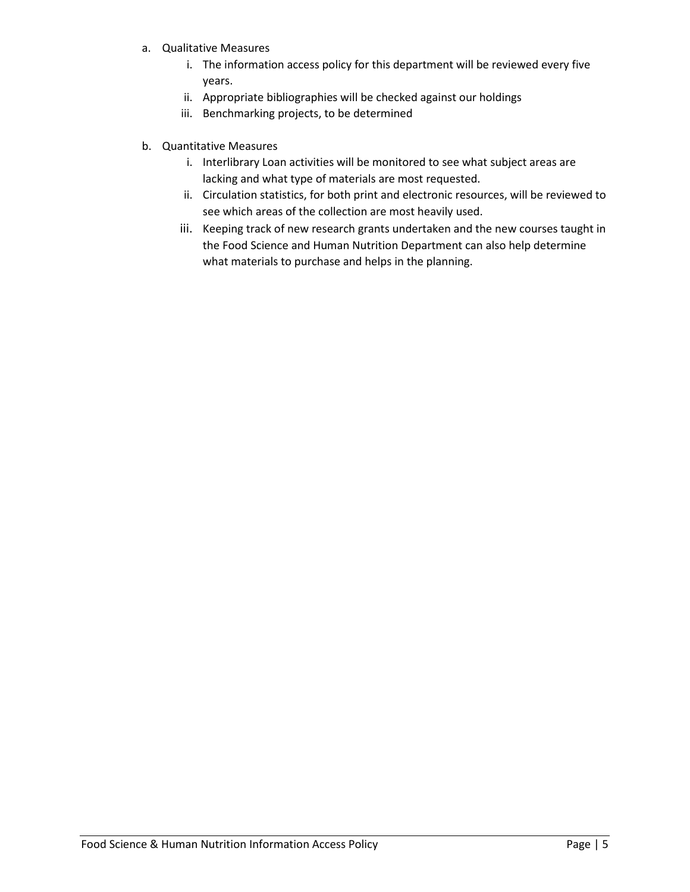a. Qualitative Measures
   i. The information access policy for this department will be reviewed every five years.
   ii. Appropriate bibliographies will be checked against our holdings
   iii. Benchmarking projects, to be determined

b. Quantitative Measures
   i. Interlibrary Loan activities will be monitored to see what subject areas are lacking and what type of materials are most requested.
   ii. Circulation statistics, for both print and electronic resources, will be reviewed to see which areas of the collection are most heavily used.
   iii. Keeping track of new research grants undertaken and the new courses taught in the Food Science and Human Nutrition Department can also help determine what materials to purchase and helps in the planning.